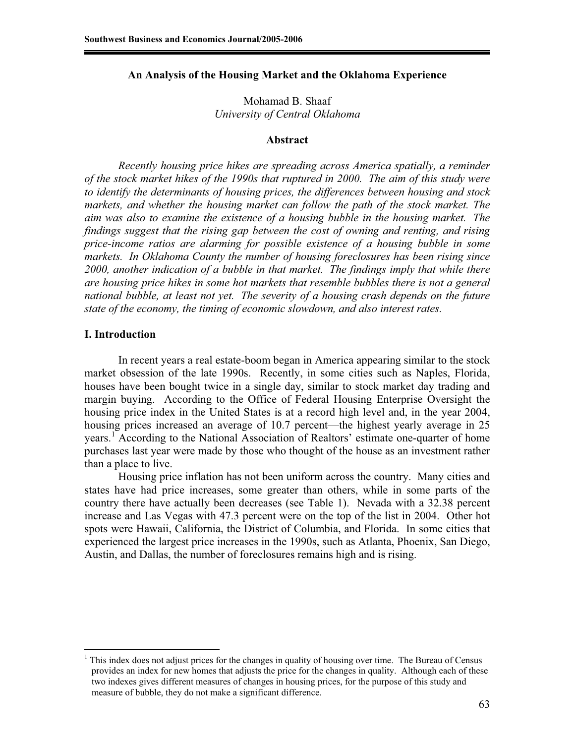# An Analysis of the Housing Market and the Oklahoma Experience

Mohamad B. Shaaf
*University of Central Oklahoma*

## Abstract

*Recently housing price hikes are spreading across America spatially, a reminder of the stock market hikes of the 1990s that ruptured in 2000. The aim of this study were to identify the determinants of housing prices, the differences between housing and stock markets, and whether the housing market can follow the path of the stock market. The aim was also to examine the existence of a housing bubble in the housing market. The findings suggest that the rising gap between the cost of owning and renting, and rising price-income ratios are alarming for possible existence of a housing bubble in some markets. In Oklahoma County the number of housing foreclosures has been rising since 2000, another indication of a bubble in that market. The findings imply that while there are housing price hikes in some hot markets that resemble bubbles there is not a general national bubble, at least not yet. The severity of a housing crash depends on the future state of the economy, the timing of economic slowdown, and also interest rates.*

## I. Introduction

In recent years a real estate-boom began in America appearing similar to the stock market obsession of the late 1990s. Recently, in some cities such as Naples, Florida, houses have been bought twice in a single day, similar to stock market day trading and margin buying. According to the Office of Federal Housing Enterprise Oversight the housing price index in the United States is at a record high level and, in the year 2004, housing prices increased an average of 10.7 percent—the highest yearly average in 25 years.[1] According to the National Association of Realtors' estimate one-quarter of home purchases last year were made by those who thought of the house as an investment rather than a place to live.

Housing price inflation has not been uniform across the country. Many cities and states have had price increases, some greater than others, while in some parts of the country there have actually been decreases (see Table 1). Nevada with a 32.38 percent increase and Las Vegas with 47.3 percent were on the top of the list in 2004. Other hot spots were Hawaii, California, the District of Columbia, and Florida. In some cities that experienced the largest price increases in the 1990s, such as Atlanta, Phoenix, San Diego, Austin, and Dallas, the number of foreclosures remains high and is rising.

---

[1] This index does not adjust prices for the changes in quality of housing over time. The Bureau of Census provides an index for new homes that adjusts the price for the changes in quality. Although each of these two indexes gives different measures of changes in housing prices, for the purpose of this study and measure of bubble, they do not make a significant difference.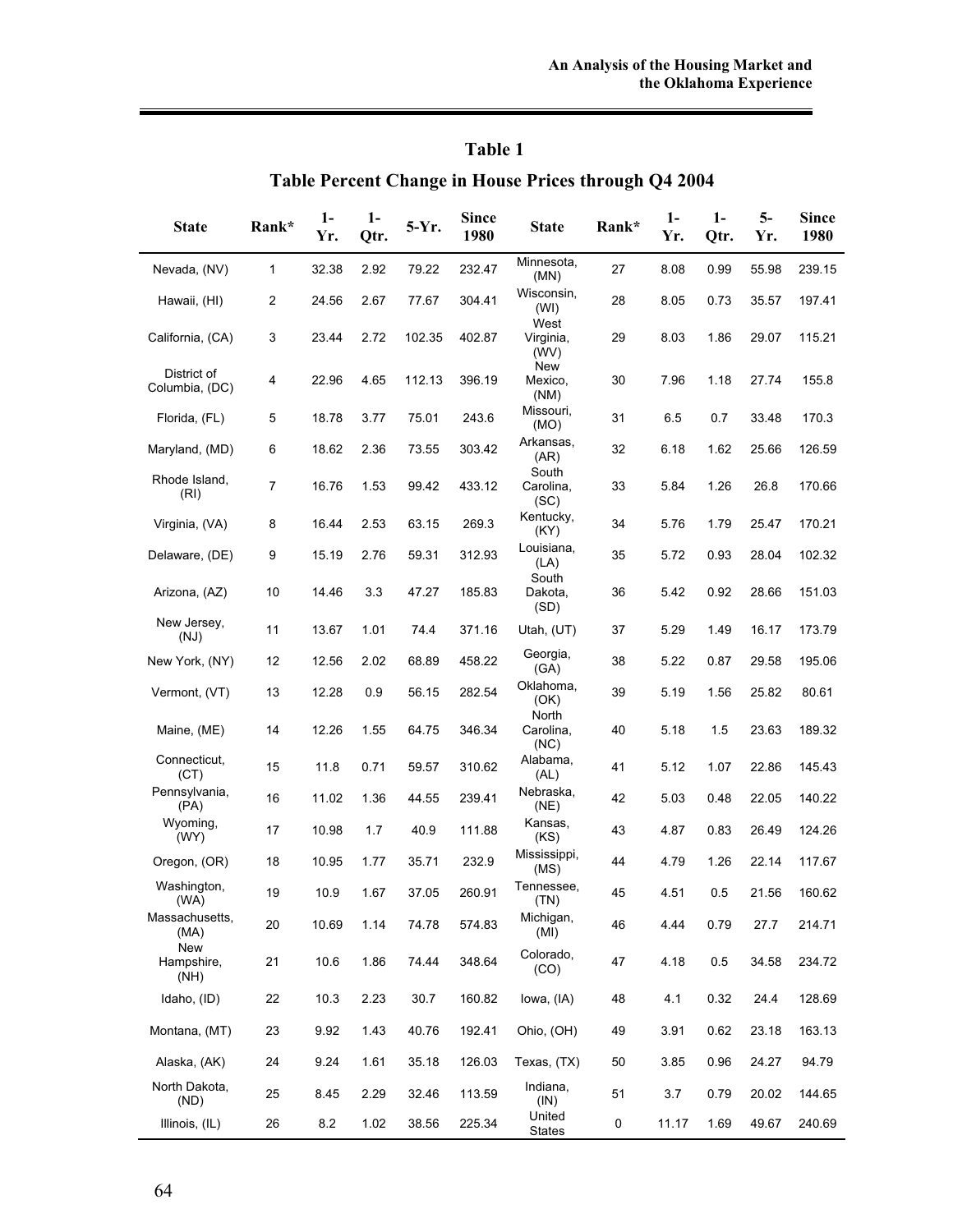## Table 1

### Table Percent Change in House Prices through Q4 2004

| State | Rank* | 1-Yr. | 1-Qtr. | 5-Yr. | Since 1980 | State | Rank* | 1-Yr. | 1-Qtr. | 5-Yr. | Since 1980 |
|---|---|---|---|---|---|---|---|---|---|---|---|
| Nevada, (NV) | 1 | 32.38 | 2.92 | 79.22 | 232.47 | Minnesota, (MN) | 27 | 8.08 | 0.99 | 55.98 | 239.15 |
| Hawaii, (HI) | 2 | 24.56 | 2.67 | 77.67 | 304.41 | Wisconsin, (WI) | 28 | 8.05 | 0.73 | 35.57 | 197.41 |
| California, (CA) | 3 | 23.44 | 2.72 | 102.35 | 402.87 | West Virginia, (WV) | 29 | 8.03 | 1.86 | 29.07 | 115.21 |
| District of Columbia, (DC) | 4 | 22.96 | 4.65 | 112.13 | 396.19 | New Mexico, (NM) | 30 | 7.96 | 1.18 | 27.74 | 155.8 |
| Florida, (FL) | 5 | 18.78 | 3.77 | 75.01 | 243.6 | Missouri, (MO) | 31 | 6.5 | 0.7 | 33.48 | 170.3 |
| Maryland, (MD) | 6 | 18.62 | 2.36 | 73.55 | 303.42 | Arkansas, (AR) | 32 | 6.18 | 1.62 | 25.66 | 126.59 |
| Rhode Island, (RI) | 7 | 16.76 | 1.53 | 99.42 | 433.12 | South Carolina, (SC) | 33 | 5.84 | 1.26 | 26.8 | 170.66 |
| Virginia, (VA) | 8 | 16.44 | 2.53 | 63.15 | 269.3 | Kentucky, (KY) | 34 | 5.76 | 1.79 | 25.47 | 170.21 |
| Delaware, (DE) | 9 | 15.19 | 2.76 | 59.31 | 312.93 | Louisiana, (LA) | 35 | 5.72 | 0.93 | 28.04 | 102.32 |
| Arizona, (AZ) | 10 | 14.46 | 3.3 | 47.27 | 185.83 | South Dakota, (SD) | 36 | 5.42 | 0.92 | 28.66 | 151.03 |
| New Jersey, (NJ) | 11 | 13.67 | 1.01 | 74.4 | 371.16 | Utah, (UT) | 37 | 5.29 | 1.49 | 16.17 | 173.79 |
| New York, (NY) | 12 | 12.56 | 2.02 | 68.89 | 458.22 | Georgia, (GA) | 38 | 5.22 | 0.87 | 29.58 | 195.06 |
| Vermont, (VT) | 13 | 12.28 | 0.9 | 56.15 | 282.54 | Oklahoma, (OK) | 39 | 5.19 | 1.56 | 25.82 | 80.61 |
| Maine, (ME) | 14 | 12.26 | 1.55 | 64.75 | 346.34 | North Carolina, (NC) | 40 | 5.18 | 1.5 | 23.63 | 189.32 |
| Connecticut, (CT) | 15 | 11.8 | 0.71 | 59.57 | 310.62 | Alabama, (AL) | 41 | 5.12 | 1.07 | 22.86 | 145.43 |
| Pennsylvania, (PA) | 16 | 11.02 | 1.36 | 44.55 | 239.41 | Nebraska, (NE) | 42 | 5.03 | 0.48 | 22.05 | 140.22 |
| Wyoming, (WY) | 17 | 10.98 | 1.7 | 40.9 | 111.88 | Kansas, (KS) | 43 | 4.87 | 0.83 | 26.49 | 124.26 |
| Oregon, (OR) | 18 | 10.95 | 1.77 | 35.71 | 232.9 | Mississippi, (MS) | 44 | 4.79 | 1.26 | 22.14 | 117.67 |
| Washington, (WA) | 19 | 10.9 | 1.67 | 37.05 | 260.91 | Tennessee, (TN) | 45 | 4.51 | 0.5 | 21.56 | 160.62 |
| Massachusetts, (MA) | 20 | 10.69 | 1.14 | 74.78 | 574.83 | Michigan, (MI) | 46 | 4.44 | 0.79 | 27.7 | 214.71 |
| New Hampshire, (NH) | 21 | 10.6 | 1.86 | 74.44 | 348.64 | Colorado, (CO) | 47 | 4.18 | 0.5 | 34.58 | 234.72 |
| Idaho, (ID) | 22 | 10.3 | 2.23 | 30.7 | 160.82 | Iowa, (IA) | 48 | 4.1 | 0.32 | 24.4 | 128.69 |
| Montana, (MT) | 23 | 9.92 | 1.43 | 40.76 | 192.41 | Ohio, (OH) | 49 | 3.91 | 0.62 | 23.18 | 163.13 |
| Alaska, (AK) | 24 | 9.24 | 1.61 | 35.18 | 126.03 | Texas, (TX) | 50 | 3.85 | 0.96 | 24.27 | 94.79 |
| North Dakota, (ND) | 25 | 8.45 | 2.29 | 32.46 | 113.59 | Indiana, (IN) | 51 | 3.7 | 0.79 | 20.02 | 144.65 |
| Illinois, (IL) | 26 | 8.2 | 1.02 | 38.56 | 225.34 | United States | 0 | 11.17 | 1.69 | 49.67 | 240.69 |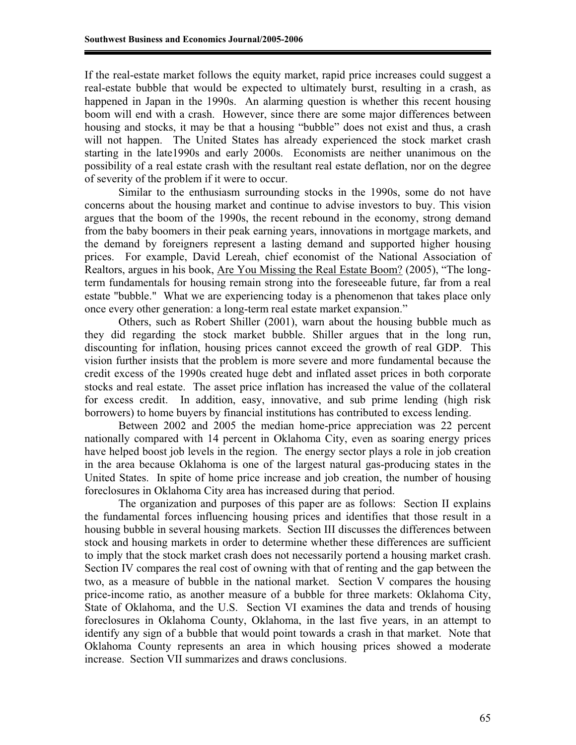If the real-estate market follows the equity market, rapid price increases could suggest a real-estate bubble that would be expected to ultimately burst, resulting in a crash, as happened in Japan in the 1990s. An alarming question is whether this recent housing boom will end with a crash. However, since there are some major differences between housing and stocks, it may be that a housing "bubble" does not exist and thus, a crash will not happen. The United States has already experienced the stock market crash starting in the late1990s and early 2000s. Economists are neither unanimous on the possibility of a real estate crash with the resultant real estate deflation, nor on the degree of severity of the problem if it were to occur.

Similar to the enthusiasm surrounding stocks in the 1990s, some do not have concerns about the housing market and continue to advise investors to buy. This vision argues that the boom of the 1990s, the recent rebound in the economy, strong demand from the baby boomers in their peak earning years, innovations in mortgage markets, and the demand by foreigners represent a lasting demand and supported higher housing prices. For example, David Lereah, chief economist of the National Association of Realtors, argues in his book, Are You Missing the Real Estate Boom? (2005), "The long-term fundamentals for housing remain strong into the foreseeable future, far from a real estate "bubble." What we are experiencing today is a phenomenon that takes place only once every other generation: a long-term real estate market expansion."

Others, such as Robert Shiller (2001), warn about the housing bubble much as they did regarding the stock market bubble. Shiller argues that in the long run, discounting for inflation, housing prices cannot exceed the growth of real GDP. This vision further insists that the problem is more severe and more fundamental because the credit excess of the 1990s created huge debt and inflated asset prices in both corporate stocks and real estate. The asset price inflation has increased the value of the collateral for excess credit. In addition, easy, innovative, and sub prime lending (high risk borrowers) to home buyers by financial institutions has contributed to excess lending.

Between 2002 and 2005 the median home-price appreciation was 22 percent nationally compared with 14 percent in Oklahoma City, even as soaring energy prices have helped boost job levels in the region. The energy sector plays a role in job creation in the area because Oklahoma is one of the largest natural gas-producing states in the United States. In spite of home price increase and job creation, the number of housing foreclosures in Oklahoma City area has increased during that period.

The organization and purposes of this paper are as follows: Section II explains the fundamental forces influencing housing prices and identifies that those result in a housing bubble in several housing markets. Section III discusses the differences between stock and housing markets in order to determine whether these differences are sufficient to imply that the stock market crash does not necessarily portend a housing market crash. Section IV compares the real cost of owning with that of renting and the gap between the two, as a measure of bubble in the national market. Section V compares the housing price-income ratio, as another measure of a bubble for three markets: Oklahoma City, State of Oklahoma, and the U.S. Section VI examines the data and trends of housing foreclosures in Oklahoma County, Oklahoma, in the last five years, in an attempt to identify any sign of a bubble that would point towards a crash in that market. Note that Oklahoma County represents an area in which housing prices showed a moderate increase. Section VII summarizes and draws conclusions.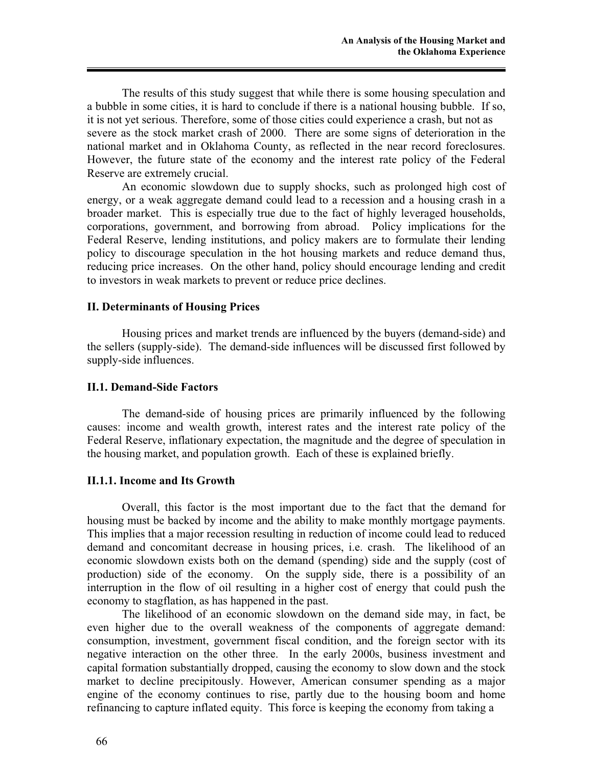The results of this study suggest that while there is some housing speculation and a bubble in some cities, it is hard to conclude if there is a national housing bubble. If so, it is not yet serious. Therefore, some of those cities could experience a crash, but not as severe as the stock market crash of 2000. There are some signs of deterioration in the national market and in Oklahoma County, as reflected in the near record foreclosures. However, the future state of the economy and the interest rate policy of the Federal Reserve are extremely crucial.

An economic slowdown due to supply shocks, such as prolonged high cost of energy, or a weak aggregate demand could lead to a recession and a housing crash in a broader market. This is especially true due to the fact of highly leveraged households, corporations, government, and borrowing from abroad. Policy implications for the Federal Reserve, lending institutions, and policy makers are to formulate their lending policy to discourage speculation in the hot housing markets and reduce demand thus, reducing price increases. On the other hand, policy should encourage lending and credit to investors in weak markets to prevent or reduce price declines.

## II. Determinants of Housing Prices

Housing prices and market trends are influenced by the buyers (demand-side) and the sellers (supply-side). The demand-side influences will be discussed first followed by supply-side influences.

### II.1. Demand-Side Factors

The demand-side of housing prices are primarily influenced by the following causes: income and wealth growth, interest rates and the interest rate policy of the Federal Reserve, inflationary expectation, the magnitude and the degree of speculation in the housing market, and population growth. Each of these is explained briefly.

#### II.1.1. Income and Its Growth

Overall, this factor is the most important due to the fact that the demand for housing must be backed by income and the ability to make monthly mortgage payments. This implies that a major recession resulting in reduction of income could lead to reduced demand and concomitant decrease in housing prices, i.e. crash. The likelihood of an economic slowdown exists both on the demand (spending) side and the supply (cost of production) side of the economy. On the supply side, there is a possibility of an interruption in the flow of oil resulting in a higher cost of energy that could push the economy to stagflation, as has happened in the past.

The likelihood of an economic slowdown on the demand side may, in fact, be even higher due to the overall weakness of the components of aggregate demand: consumption, investment, government fiscal condition, and the foreign sector with its negative interaction on the other three. In the early 2000s, business investment and capital formation substantially dropped, causing the economy to slow down and the stock market to decline precipitously. However, American consumer spending as a major engine of the economy continues to rise, partly due to the housing boom and home refinancing to capture inflated equity. This force is keeping the economy from taking a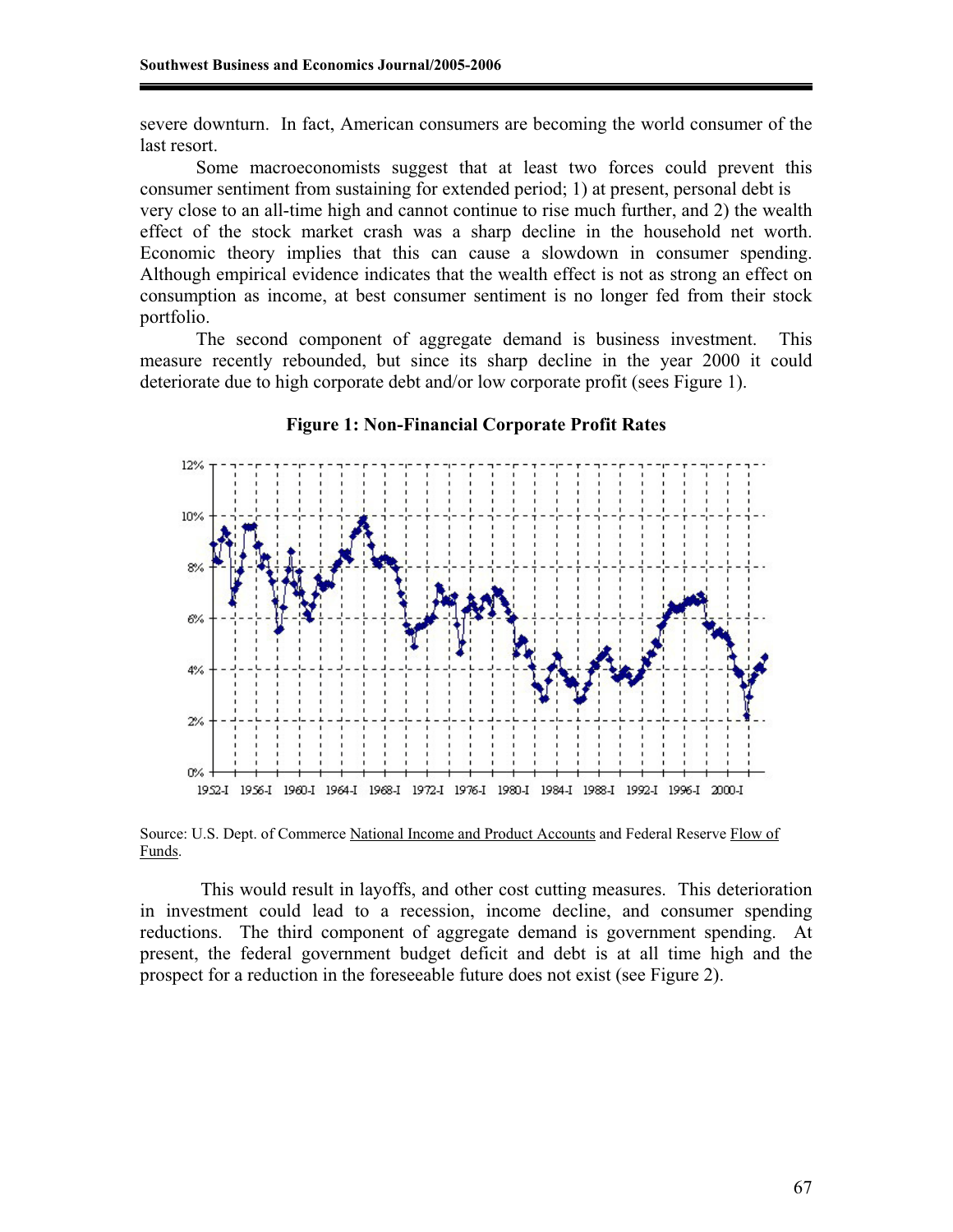severe downturn. In fact, American consumers are becoming the world consumer of the last resort.

Some macroeconomists suggest that at least two forces could prevent this consumer sentiment from sustaining for extended period; 1) at present, personal debt is very close to an all-time high and cannot continue to rise much further, and 2) the wealth effect of the stock market crash was a sharp decline in the household net worth. Economic theory implies that this can cause a slowdown in consumer spending. Although empirical evidence indicates that the wealth effect is not as strong an effect on consumption as income, at best consumer sentiment is no longer fed from their stock portfolio.

The second component of aggregate demand is business investment. This measure recently rebounded, but since its sharp decline in the year 2000 it could deteriorate due to high corporate debt and/or low corporate profit (sees Figure 1).

**Figure 1: Non-Financial Corporate Profit Rates**

Source: U.S. Dept. of Commerce National Income and Product Accounts and Federal Reserve Flow of Funds.

This would result in layoffs, and other cost cutting measures. This deterioration in investment could lead to a recession, income decline, and consumer spending reductions. The third component of aggregate demand is government spending. At present, the federal government budget deficit and debt is at all time high and the prospect for a reduction in the foreseeable future does not exist (see Figure 2).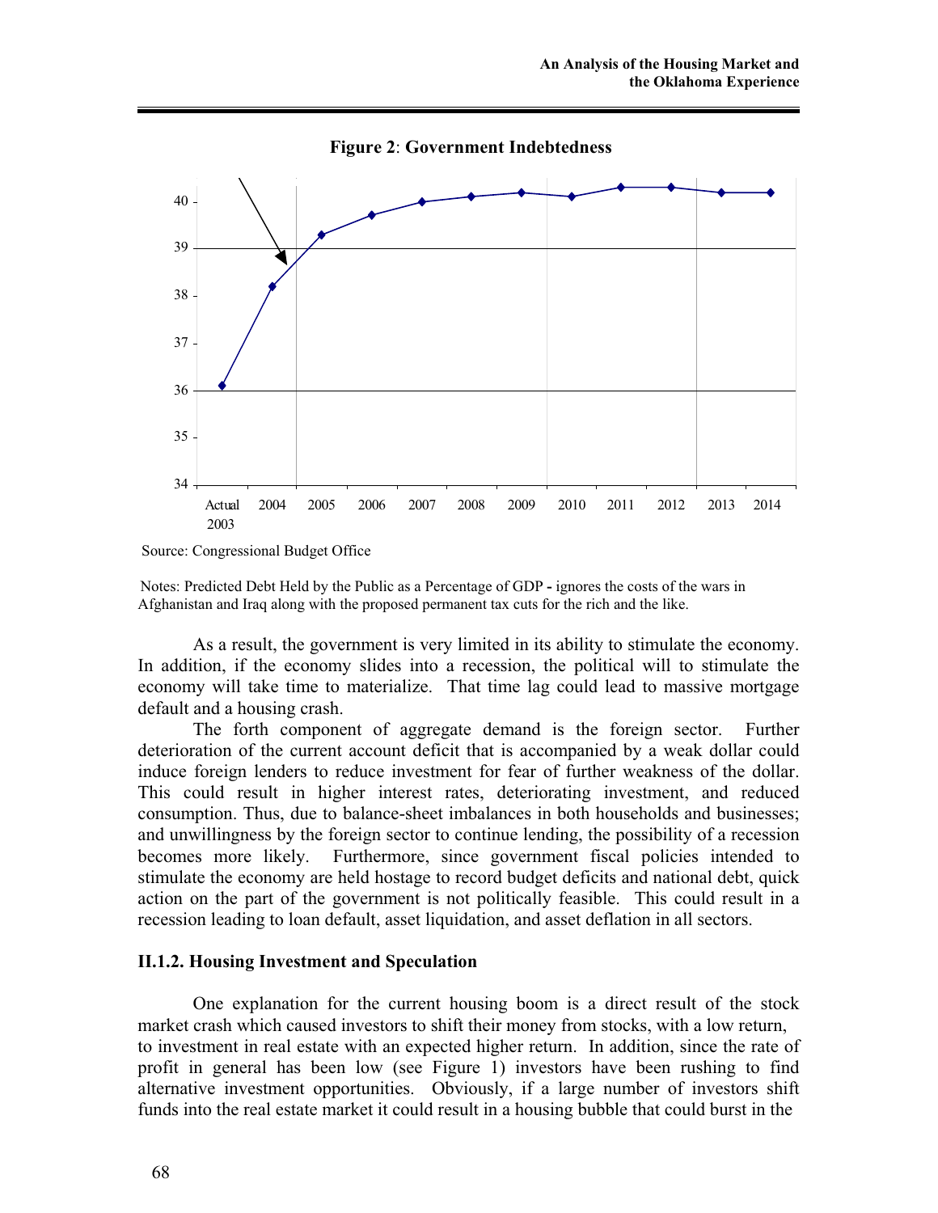**Figure 2**: **Government Indebtedness**

Source: Congressional Budget Office

Notes: Predicted Debt Held by the Public as a Percentage of GDP **-** ignores the costs of the wars in Afghanistan and Iraq along with the proposed permanent tax cuts for the rich and the like.

As a result, the government is very limited in its ability to stimulate the economy. In addition, if the economy slides into a recession, the political will to stimulate the economy will take time to materialize. That time lag could lead to massive mortgage default and a housing crash.

The forth component of aggregate demand is the foreign sector. Further deterioration of the current account deficit that is accompanied by a weak dollar could induce foreign lenders to reduce investment for fear of further weakness of the dollar. This could result in higher interest rates, deteriorating investment, and reduced consumption. Thus, due to balance-sheet imbalances in both households and businesses; and unwillingness by the foreign sector to continue lending, the possibility of a recession becomes more likely. Furthermore, since government fiscal policies intended to stimulate the economy are held hostage to record budget deficits and national debt, quick action on the part of the government is not politically feasible. This could result in a recession leading to loan default, asset liquidation, and asset deflation in all sectors.

### II.1.2. Housing Investment and Speculation

One explanation for the current housing boom is a direct result of the stock market crash which caused investors to shift their money from stocks, with a low return, to investment in real estate with an expected higher return. In addition, since the rate of profit in general has been low (see Figure 1) investors have been rushing to find alternative investment opportunities. Obviously, if a large number of investors shift funds into the real estate market it could result in a housing bubble that could burst in the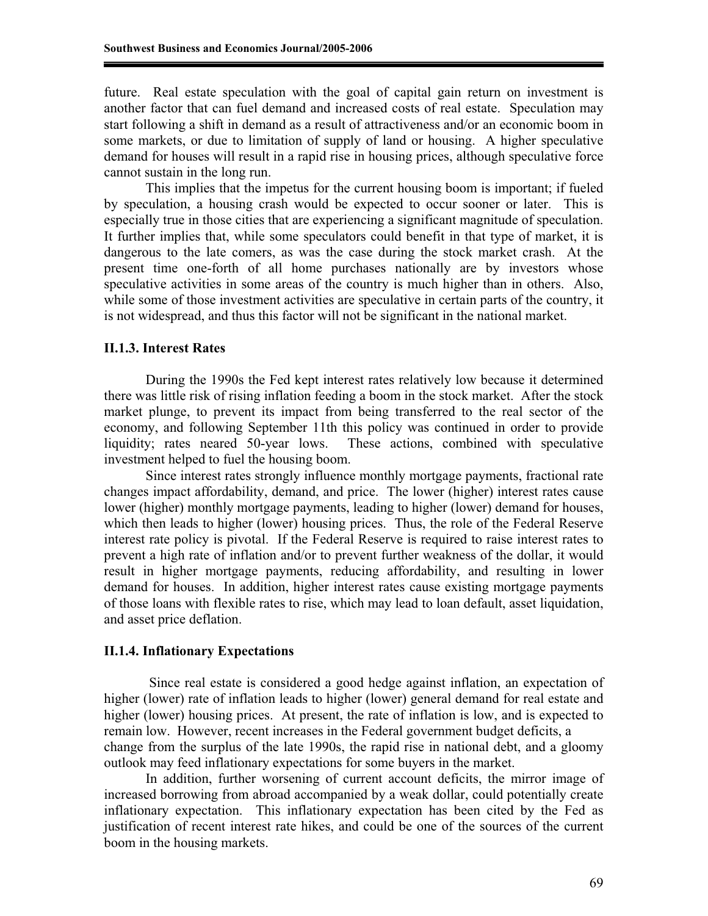future. Real estate speculation with the goal of capital gain return on investment is another factor that can fuel demand and increased costs of real estate. Speculation may start following a shift in demand as a result of attractiveness and/or an economic boom in some markets, or due to limitation of supply of land or housing. A higher speculative demand for houses will result in a rapid rise in housing prices, although speculative force cannot sustain in the long run.

This implies that the impetus for the current housing boom is important; if fueled by speculation, a housing crash would be expected to occur sooner or later. This is especially true in those cities that are experiencing a significant magnitude of speculation. It further implies that, while some speculators could benefit in that type of market, it is dangerous to the late comers, as was the case during the stock market crash. At the present time one-forth of all home purchases nationally are by investors whose speculative activities in some areas of the country is much higher than in others. Also, while some of those investment activities are speculative in certain parts of the country, it is not widespread, and thus this factor will not be significant in the national market.

### II.1.3. Interest Rates

During the 1990s the Fed kept interest rates relatively low because it determined there was little risk of rising inflation feeding a boom in the stock market. After the stock market plunge, to prevent its impact from being transferred to the real sector of the economy, and following September 11th this policy was continued in order to provide liquidity; rates neared 50-year lows. These actions, combined with speculative investment helped to fuel the housing boom.

Since interest rates strongly influence monthly mortgage payments, fractional rate changes impact affordability, demand, and price. The lower (higher) interest rates cause lower (higher) monthly mortgage payments, leading to higher (lower) demand for houses, which then leads to higher (lower) housing prices. Thus, the role of the Federal Reserve interest rate policy is pivotal. If the Federal Reserve is required to raise interest rates to prevent a high rate of inflation and/or to prevent further weakness of the dollar, it would result in higher mortgage payments, reducing affordability, and resulting in lower demand for houses. In addition, higher interest rates cause existing mortgage payments of those loans with flexible rates to rise, which may lead to loan default, asset liquidation, and asset price deflation.

### II.1.4. Inflationary Expectations

Since real estate is considered a good hedge against inflation, an expectation of higher (lower) rate of inflation leads to higher (lower) general demand for real estate and higher (lower) housing prices. At present, the rate of inflation is low, and is expected to remain low. However, recent increases in the Federal government budget deficits, a change from the surplus of the late 1990s, the rapid rise in national debt, and a gloomy outlook may feed inflationary expectations for some buyers in the market.

In addition, further worsening of current account deficits, the mirror image of increased borrowing from abroad accompanied by a weak dollar, could potentially create inflationary expectation. This inflationary expectation has been cited by the Fed as justification of recent interest rate hikes, and could be one of the sources of the current boom in the housing markets.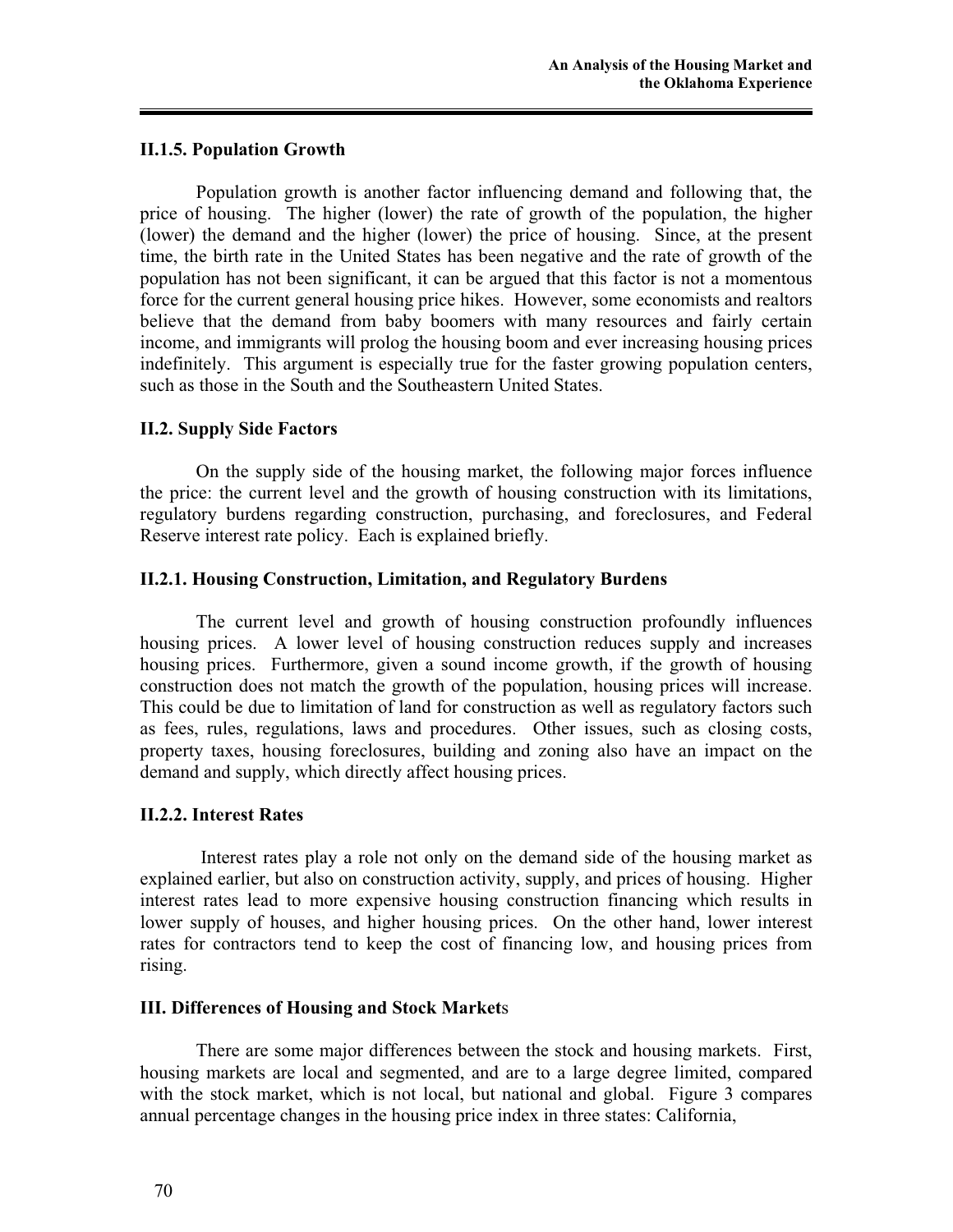### II.1.5. Population Growth

Population growth is another factor influencing demand and following that, the price of housing. The higher (lower) the rate of growth of the population, the higher (lower) the demand and the higher (lower) the price of housing. Since, at the present time, the birth rate in the United States has been negative and the rate of growth of the population has not been significant, it can be argued that this factor is not a momentous force for the current general housing price hikes. However, some economists and realtors believe that the demand from baby boomers with many resources and fairly certain income, and immigrants will prolog the housing boom and ever increasing housing prices indefinitely. This argument is especially true for the faster growing population centers, such as those in the South and the Southeastern United States.

### II.2. Supply Side Factors

On the supply side of the housing market, the following major forces influence the price: the current level and the growth of housing construction with its limitations, regulatory burdens regarding construction, purchasing, and foreclosures, and Federal Reserve interest rate policy. Each is explained briefly.

### II.2.1. Housing Construction, Limitation, and Regulatory Burdens

The current level and growth of housing construction profoundly influences housing prices. A lower level of housing construction reduces supply and increases housing prices. Furthermore, given a sound income growth, if the growth of housing construction does not match the growth of the population, housing prices will increase. This could be due to limitation of land for construction as well as regulatory factors such as fees, rules, regulations, laws and procedures. Other issues, such as closing costs, property taxes, housing foreclosures, building and zoning also have an impact on the demand and supply, which directly affect housing prices.

### II.2.2. Interest Rates

Interest rates play a role not only on the demand side of the housing market as explained earlier, but also on construction activity, supply, and prices of housing. Higher interest rates lead to more expensive housing construction financing which results in lower supply of houses, and higher housing prices. On the other hand, lower interest rates for contractors tend to keep the cost of financing low, and housing prices from rising.

## III. Differences of Housing and Stock Markets

There are some major differences between the stock and housing markets. First, housing markets are local and segmented, and are to a large degree limited, compared with the stock market, which is not local, but national and global. Figure 3 compares annual percentage changes in the housing price index in three states: California,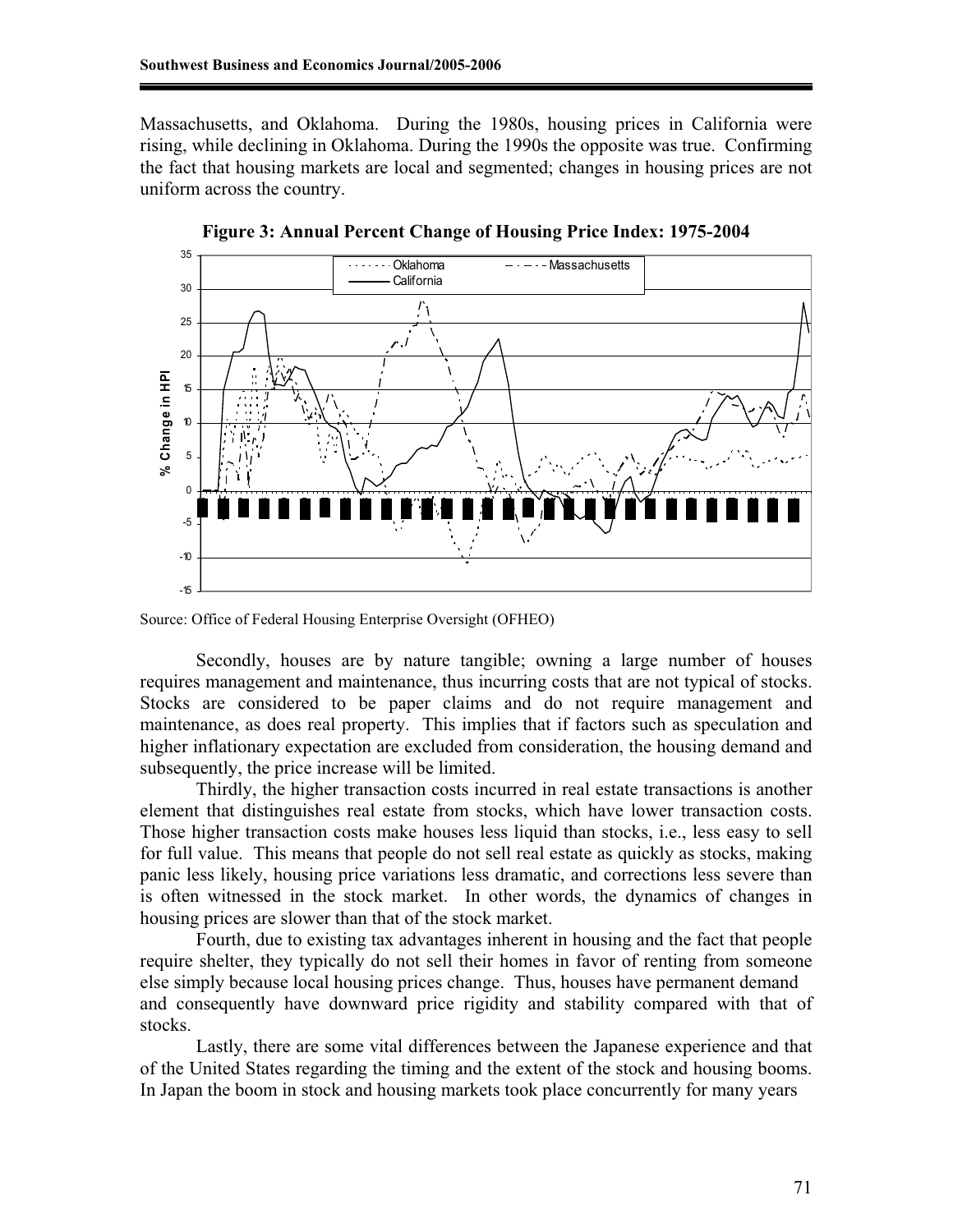Massachusetts, and Oklahoma. During the 1980s, housing prices in California were rising, while declining in Oklahoma. During the 1990s the opposite was true. Confirming the fact that housing markets are local and segmented; changes in housing prices are not uniform across the country.

**Figure 3: Annual Percent Change of Housing Price Index: 1975-2004**

Source: Office of Federal Housing Enterprise Oversight (OFHEO)

Secondly, houses are by nature tangible; owning a large number of houses requires management and maintenance, thus incurring costs that are not typical of stocks. Stocks are considered to be paper claims and do not require management and maintenance, as does real property. This implies that if factors such as speculation and higher inflationary expectation are excluded from consideration, the housing demand and subsequently, the price increase will be limited.

Thirdly, the higher transaction costs incurred in real estate transactions is another element that distinguishes real estate from stocks, which have lower transaction costs. Those higher transaction costs make houses less liquid than stocks, i.e., less easy to sell for full value. This means that people do not sell real estate as quickly as stocks, making panic less likely, housing price variations less dramatic, and corrections less severe than is often witnessed in the stock market. In other words, the dynamics of changes in housing prices are slower than that of the stock market.

Fourth, due to existing tax advantages inherent in housing and the fact that people require shelter, they typically do not sell their homes in favor of renting from someone else simply because local housing prices change. Thus, houses have permanent demand and consequently have downward price rigidity and stability compared with that of stocks.

Lastly, there are some vital differences between the Japanese experience and that of the United States regarding the timing and the extent of the stock and housing booms. In Japan the boom in stock and housing markets took place concurrently for many years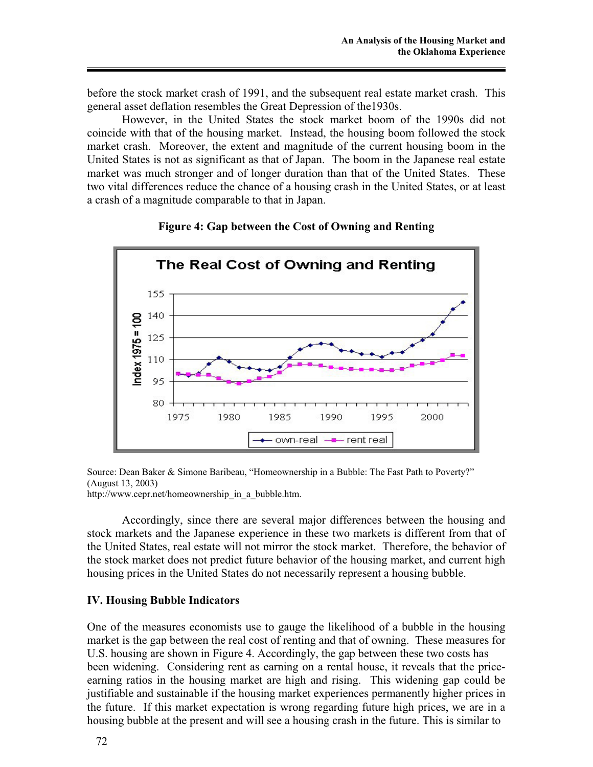before the stock market crash of 1991, and the subsequent real estate market crash. This general asset deflation resembles the Great Depression of the1930s.

However, in the United States the stock market boom of the 1990s did not coincide with that of the housing market. Instead, the housing boom followed the stock market crash. Moreover, the extent and magnitude of the current housing boom in the United States is not as significant as that of Japan. The boom in the Japanese real estate market was much stronger and of longer duration than that of the United States. These two vital differences reduce the chance of a housing crash in the United States, or at least a crash of a magnitude comparable to that in Japan.

**Figure 4: Gap between the Cost of Owning and Renting**

Source: Dean Baker & Simone Baribeau, "Homeownership in a Bubble: The Fast Path to Poverty?" (August 13, 2003)
http://www.cepr.net/homeownership_in_a_bubble.htm.

Accordingly, since there are several major differences between the housing and stock markets and the Japanese experience in these two markets is different from that of the United States, real estate will not mirror the stock market. Therefore, the behavior of the stock market does not predict future behavior of the housing market, and current high housing prices in the United States do not necessarily represent a housing bubble.

## IV. Housing Bubble Indicators

One of the measures economists use to gauge the likelihood of a bubble in the housing market is the gap between the real cost of renting and that of owning. These measures for U.S. housing are shown in Figure 4. Accordingly, the gap between these two costs has been widening. Considering rent as earning on a rental house, it reveals that the price-earning ratios in the housing market are high and rising. This widening gap could be justifiable and sustainable if the housing market experiences permanently higher prices in the future. If this market expectation is wrong regarding future high prices, we are in a housing bubble at the present and will see a housing crash in the future. This is similar to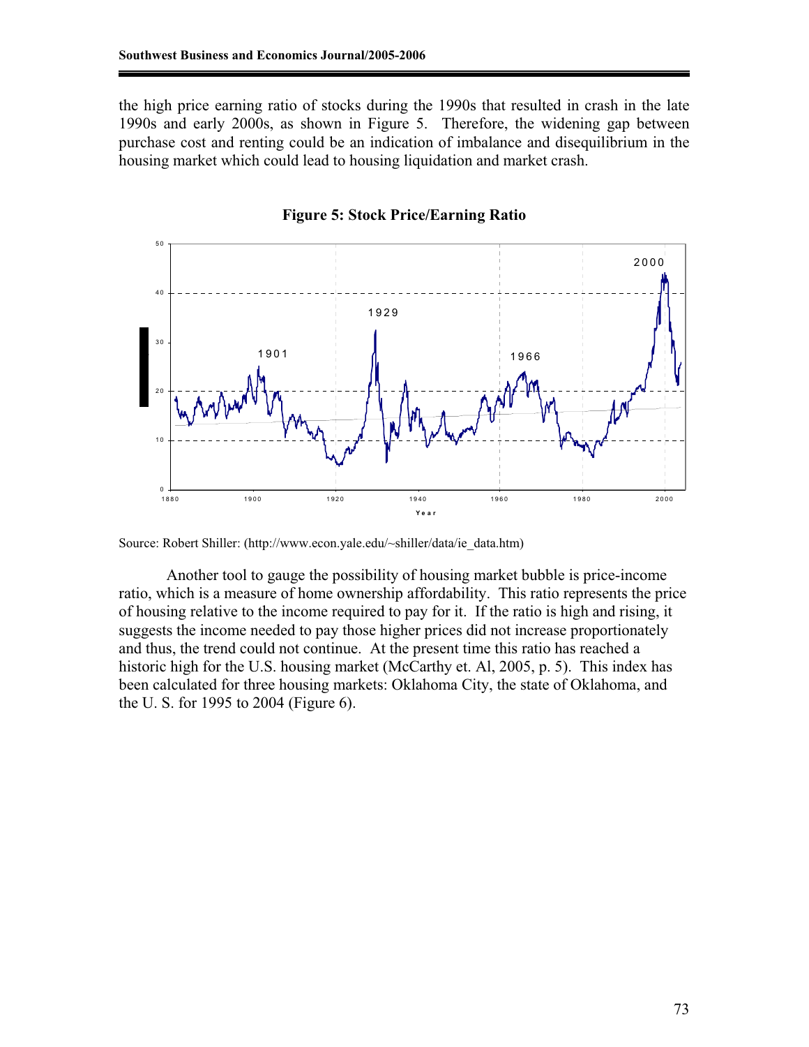the high price earning ratio of stocks during the 1990s that resulted in crash in the late 1990s and early 2000s, as shown in Figure 5. Therefore, the widening gap between purchase cost and renting could be an indication of imbalance and disequilibrium in the housing market which could lead to housing liquidation and market crash.

**Figure 5: Stock Price/Earning Ratio**

Source: Robert Shiller: (http://www.econ.yale.edu/~shiller/data/ie_data.htm)

Another tool to gauge the possibility of housing market bubble is price-income ratio, which is a measure of home ownership affordability. This ratio represents the price of housing relative to the income required to pay for it. If the ratio is high and rising, it suggests the income needed to pay those higher prices did not increase proportionately and thus, the trend could not continue. At the present time this ratio has reached a historic high for the U.S. housing market (McCarthy et. Al, 2005, p. 5). This index has been calculated for three housing markets: Oklahoma City, the state of Oklahoma, and the U. S. for 1995 to 2004 (Figure 6).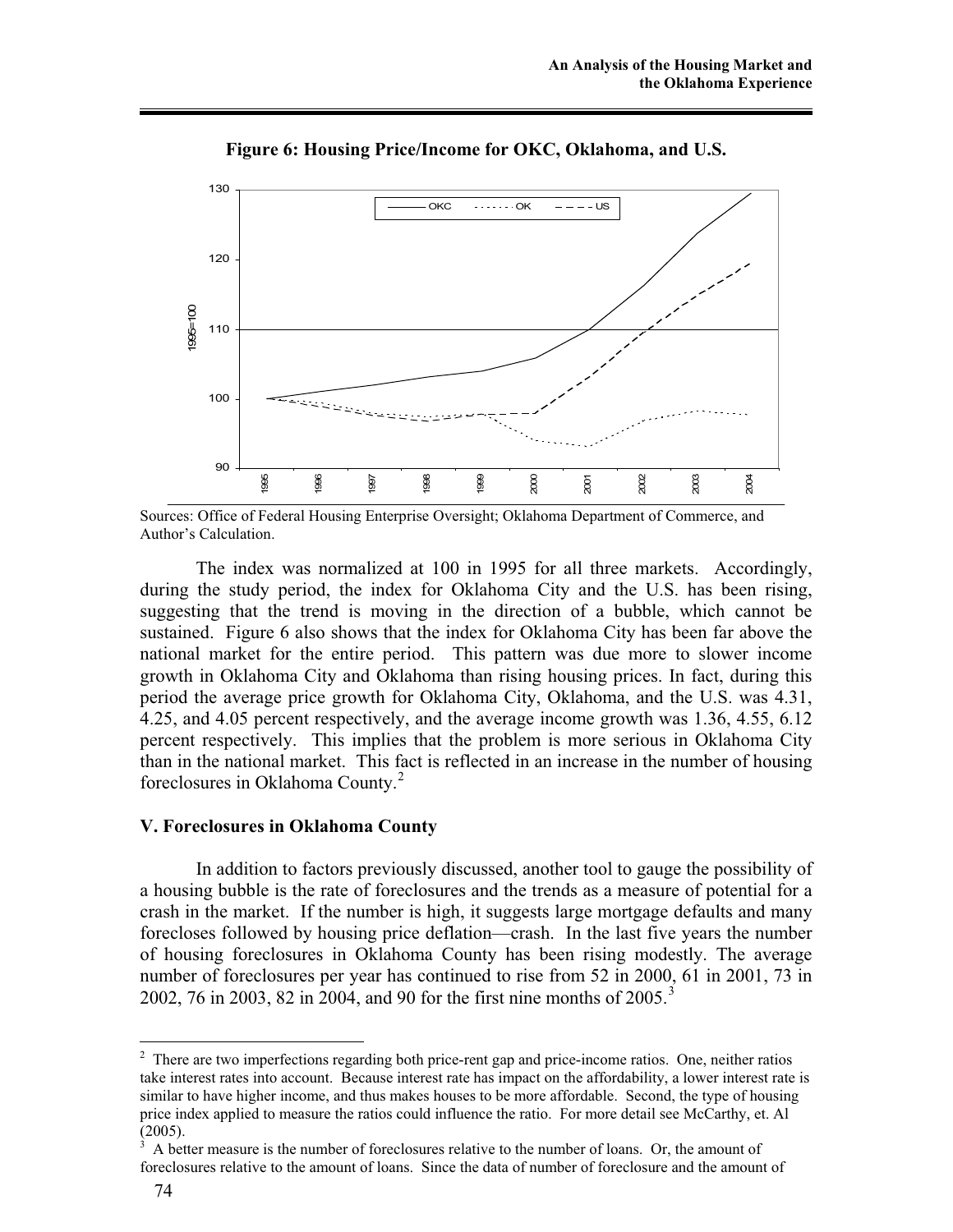**Figure 6: Housing Price/Income for OKC, Oklahoma, and U.S.**

Sources: Office of Federal Housing Enterprise Oversight; Oklahoma Department of Commerce, and Author's Calculation.

The index was normalized at 100 in 1995 for all three markets. Accordingly, during the study period, the index for Oklahoma City and the U.S. has been rising, suggesting that the trend is moving in the direction of a bubble, which cannot be sustained. Figure 6 also shows that the index for Oklahoma City has been far above the national market for the entire period. This pattern was due more to slower income growth in Oklahoma City and Oklahoma than rising housing prices. In fact, during this period the average price growth for Oklahoma City, Oklahoma, and the U.S. was 4.31, 4.25, and 4.05 percent respectively, and the average income growth was 1.36, 4.55, 6.12 percent respectively. This implies that the problem is more serious in Oklahoma City than in the national market. This fact is reflected in an increase in the number of housing foreclosures in Oklahoma County.[2]

## V. Foreclosures in Oklahoma County

In addition to factors previously discussed, another tool to gauge the possibility of a housing bubble is the rate of foreclosures and the trends as a measure of potential for a crash in the market. If the number is high, it suggests large mortgage defaults and many forecloses followed by housing price deflation—crash. In the last five years the number of housing foreclosures in Oklahoma County has been rising modestly. The average number of foreclosures per year has continued to rise from 52 in 2000, 61 in 2001, 73 in 2002, 76 in 2003, 82 in 2004, and 90 for the first nine months of 2005.[3]

---

[2] There are two imperfections regarding both price-rent gap and price-income ratios. One, neither ratios take interest rates into account. Because interest rate has impact on the affordability, a lower interest rate is similar to have higher income, and thus makes houses to be more affordable. Second, the type of housing price index applied to measure the ratios could influence the ratio. For more detail see McCarthy, et. Al (2005).

[3] A better measure is the number of foreclosures relative to the number of loans. Or, the amount of foreclosures relative to the amount of loans. Since the data of number of foreclosure and the amount of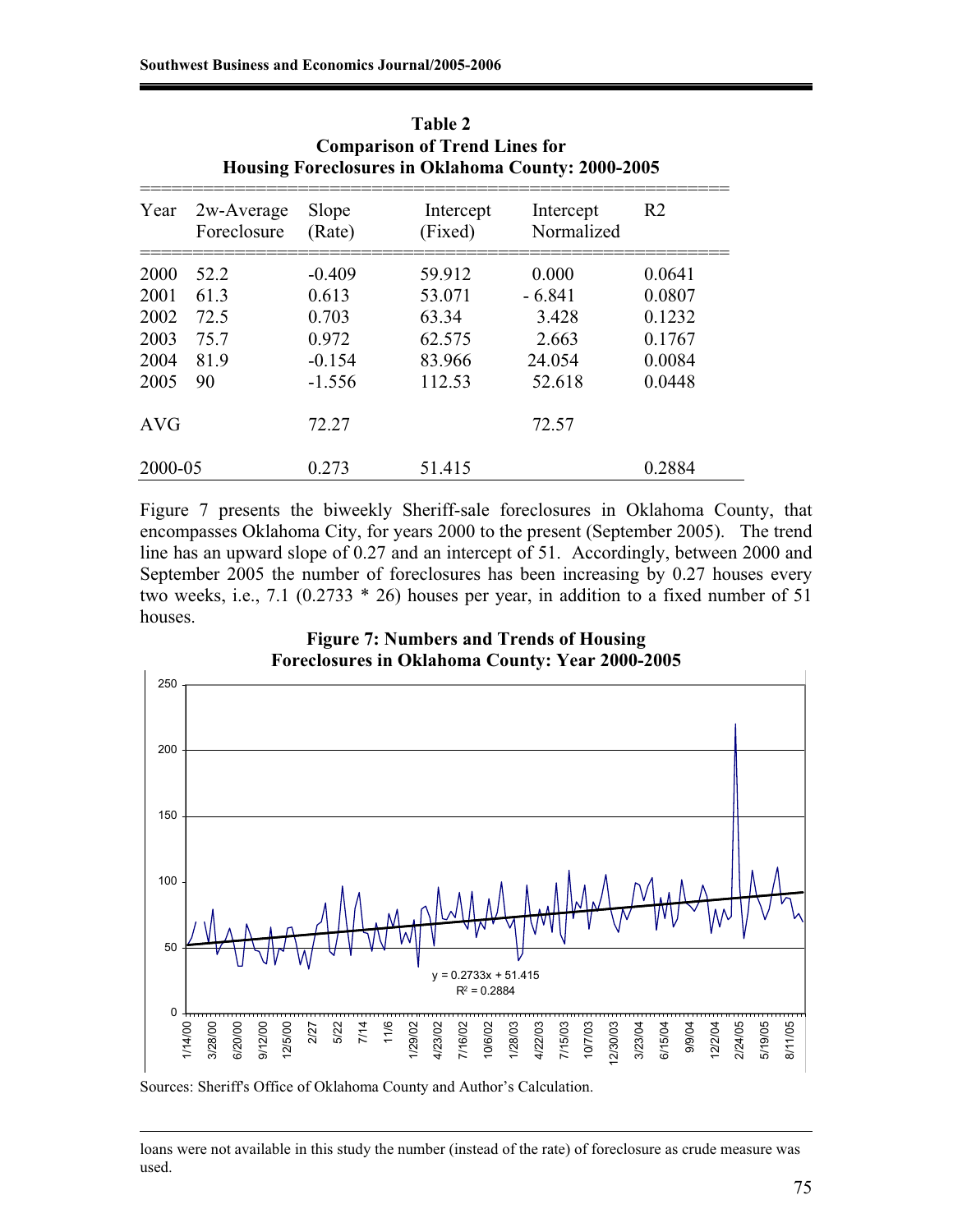**Table 2**
**Comparison of Trend Lines for**
**Housing Foreclosures in Oklahoma County: 2000-2005**

| Year | 2w-Average Foreclosure | Slope (Rate) | Intercept (Fixed) | Intercept Normalized | R2 |
|---|---|---|---|---|---|
| 2000 | 52.2 | -0.409 | 59.912 | 0.000 | 0.0641 |
| 2001 | 61.3 | 0.613 | 53.071 | - 6.841 | 0.0807 |
| 2002 | 72.5 | 0.703 | 63.34 | 3.428 | 0.1232 |
| 2003 | 75.7 | 0.972 | 62.575 | 2.663 | 0.1767 |
| 2004 | 81.9 | -0.154 | 83.966 | 24.054 | 0.0084 |
| 2005 | 90 | -1.556 | 112.53 | 52.618 | 0.0448 |
| AVG | | 72.27 | | 72.57 | |
| 2000-05 | | 0.273 | 51.415 | | 0.2884 |

Figure 7 presents the biweekly Sheriff-sale foreclosures in Oklahoma County, that encompasses Oklahoma City, for years 2000 to the present (September 2005). The trend line has an upward slope of 0.27 and an intercept of 51. Accordingly, between 2000 and September 2005 the number of foreclosures has been increasing by 0.27 houses every two weeks, i.e., 7.1 (0.2733 * 26) houses per year, in addition to a fixed number of 51 houses.

**Figure 7: Numbers and Trends of Housing Foreclosures in Oklahoma County: Year 2000-2005**

Sources: Sheriff's Office of Oklahoma County and Author's Calculation.

loans were not available in this study the number (instead of the rate) of foreclosure as crude measure was used.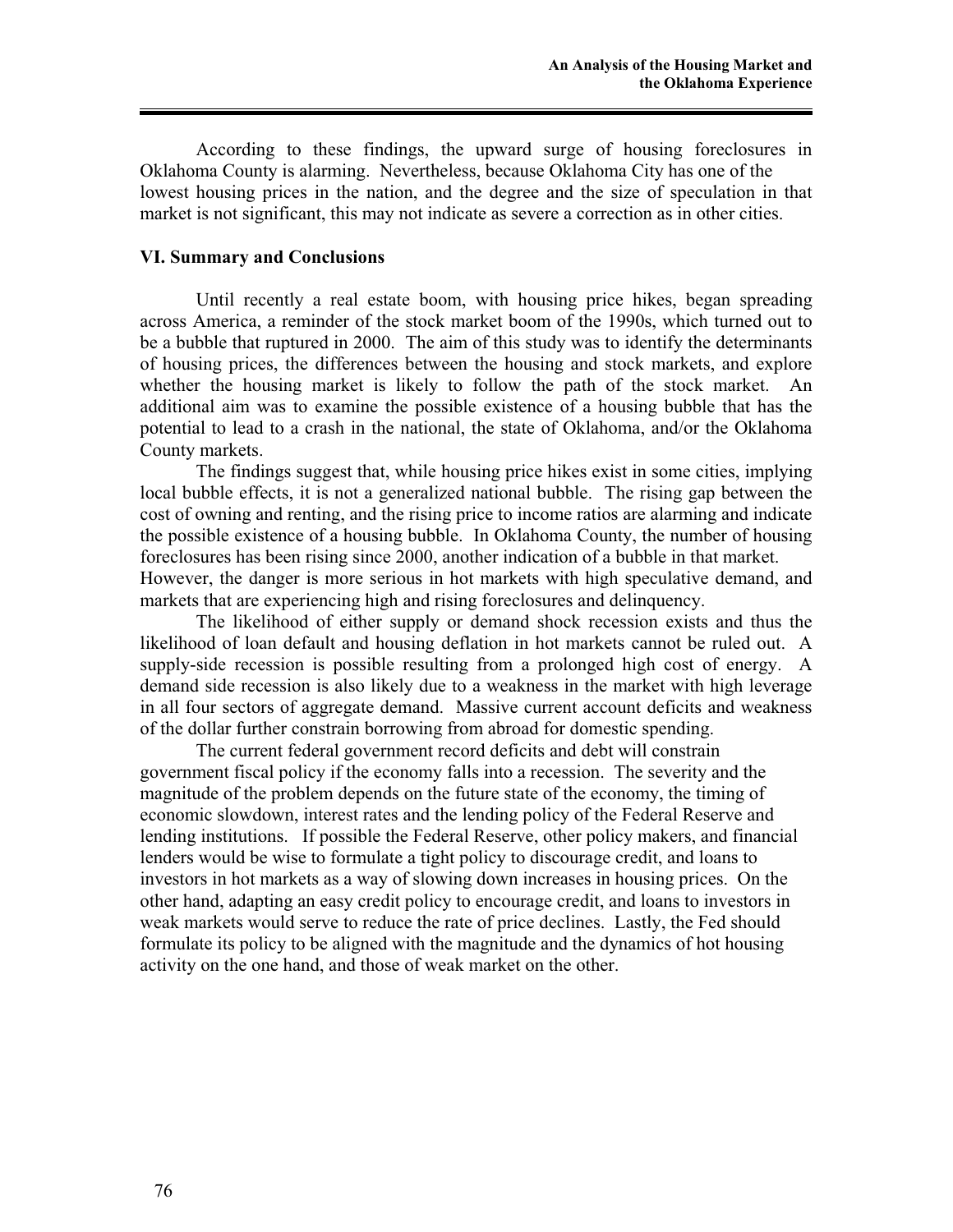According to these findings, the upward surge of housing foreclosures in Oklahoma County is alarming. Nevertheless, because Oklahoma City has one of the lowest housing prices in the nation, and the degree and the size of speculation in that market is not significant, this may not indicate as severe a correction as in other cities.

## VI. Summary and Conclusions

Until recently a real estate boom, with housing price hikes, began spreading across America, a reminder of the stock market boom of the 1990s, which turned out to be a bubble that ruptured in 2000. The aim of this study was to identify the determinants of housing prices, the differences between the housing and stock markets, and explore whether the housing market is likely to follow the path of the stock market. An additional aim was to examine the possible existence of a housing bubble that has the potential to lead to a crash in the national, the state of Oklahoma, and/or the Oklahoma County markets.

The findings suggest that, while housing price hikes exist in some cities, implying local bubble effects, it is not a generalized national bubble. The rising gap between the cost of owning and renting, and the rising price to income ratios are alarming and indicate the possible existence of a housing bubble. In Oklahoma County, the number of housing foreclosures has been rising since 2000, another indication of a bubble in that market. However, the danger is more serious in hot markets with high speculative demand, and markets that are experiencing high and rising foreclosures and delinquency.

The likelihood of either supply or demand shock recession exists and thus the likelihood of loan default and housing deflation in hot markets cannot be ruled out. A supply-side recession is possible resulting from a prolonged high cost of energy. A demand side recession is also likely due to a weakness in the market with high leverage in all four sectors of aggregate demand. Massive current account deficits and weakness of the dollar further constrain borrowing from abroad for domestic spending.

The current federal government record deficits and debt will constrain government fiscal policy if the economy falls into a recession. The severity and the magnitude of the problem depends on the future state of the economy, the timing of economic slowdown, interest rates and the lending policy of the Federal Reserve and lending institutions. If possible the Federal Reserve, other policy makers, and financial lenders would be wise to formulate a tight policy to discourage credit, and loans to investors in hot markets as a way of slowing down increases in housing prices. On the other hand, adapting an easy credit policy to encourage credit, and loans to investors in weak markets would serve to reduce the rate of price declines. Lastly, the Fed should formulate its policy to be aligned with the magnitude and the dynamics of hot housing activity on the one hand, and those of weak market on the other.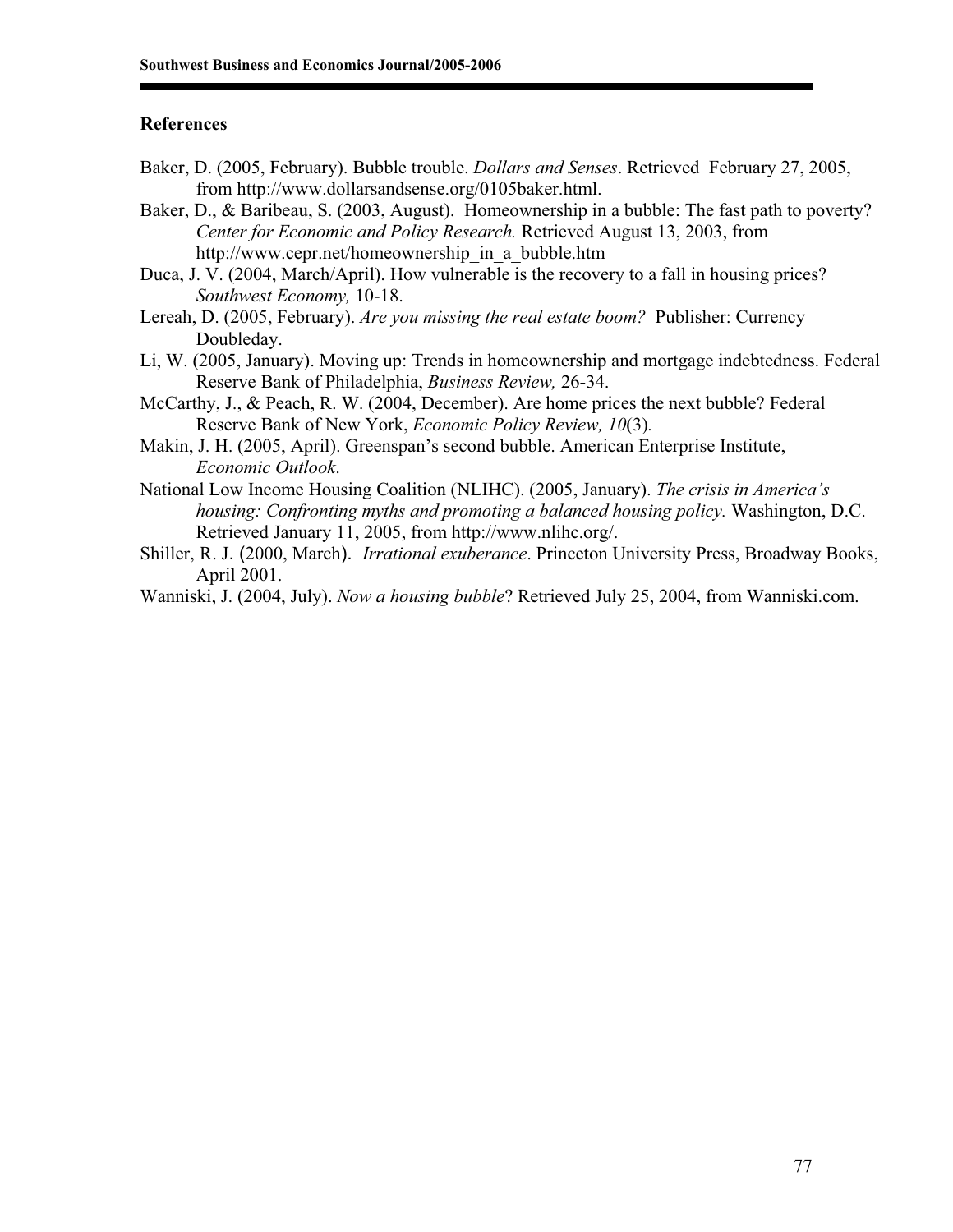## References

Baker, D. (2005, February). Bubble trouble. *Dollars and Senses*. Retrieved February 27, 2005, from http://www.dollarsandsense.org/0105baker.html.

Baker, D., & Baribeau, S. (2003, August). Homeownership in a bubble: The fast path to poverty? *Center for Economic and Policy Research.* Retrieved August 13, 2003, from http://www.cepr.net/homeownership_in_a_bubble.htm

Duca, J. V. (2004, March/April). How vulnerable is the recovery to a fall in housing prices? *Southwest Economy,* 10-18.

Lereah, D. (2005, February). *Are you missing the real estate boom?* Publisher: Currency Doubleday.

Li, W. (2005, January). Moving up: Trends in homeownership and mortgage indebtedness. Federal Reserve Bank of Philadelphia, *Business Review,* 26-34.

McCarthy, J., & Peach, R. W. (2004, December). Are home prices the next bubble? Federal Reserve Bank of New York, *Economic Policy Review, 10*(3).

Makin, J. H. (2005, April). Greenspan's second bubble. American Enterprise Institute, *Economic Outlook*.

National Low Income Housing Coalition (NLIHC). (2005, January). *The crisis in America's housing: Confronting myths and promoting a balanced housing policy.* Washington, D.C. Retrieved January 11, 2005, from http://www.nlihc.org/.

Shiller, R. J. (2000, March). *Irrational exuberance*. Princeton University Press, Broadway Books, April 2001.

Wanniski, J. (2004, July). *Now a housing bubble*? Retrieved July 25, 2004, from Wanniski.com.